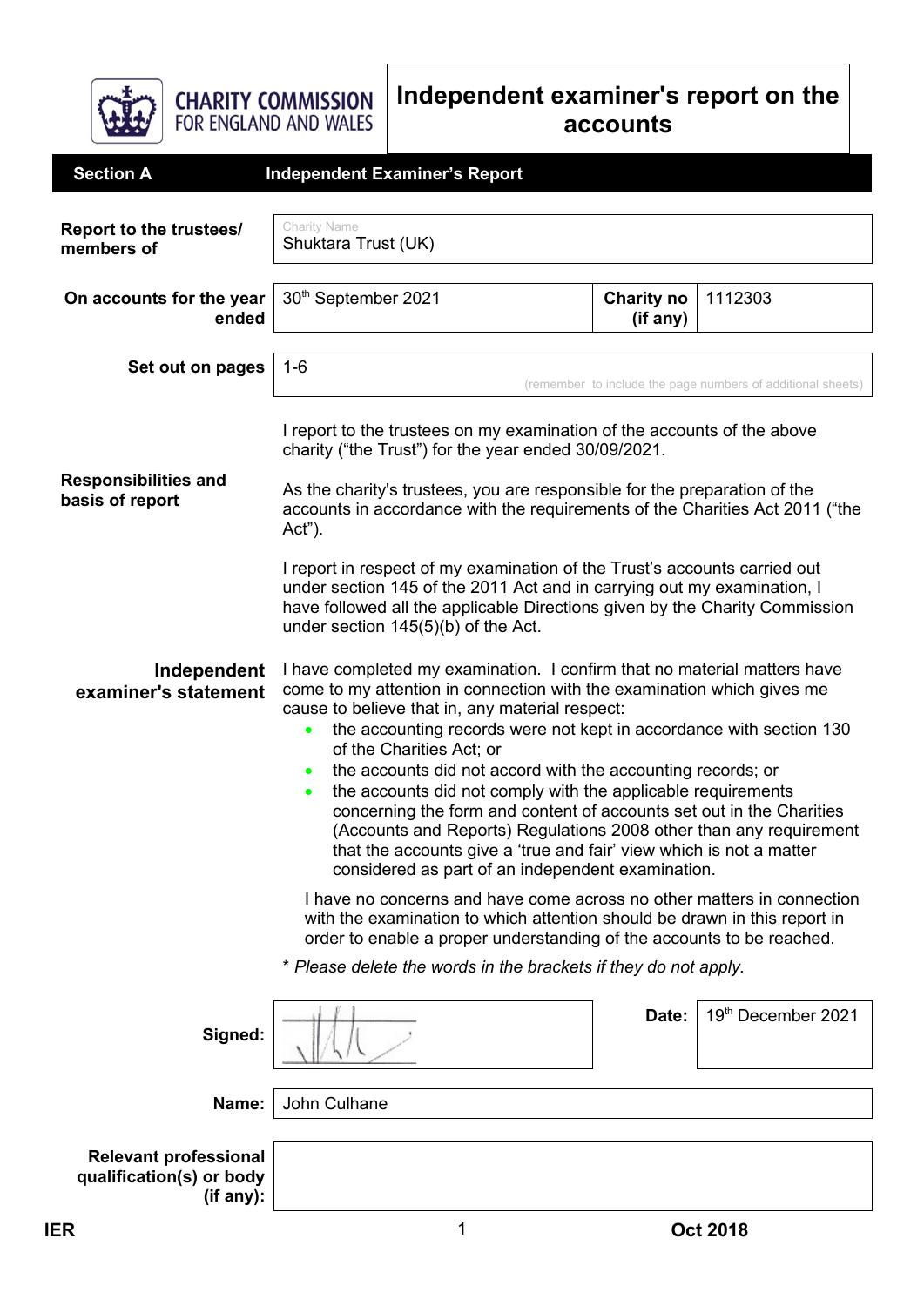CHARITY COMMISSION FOR ENGLAND AND WALES

# Independent examiner's report on the accounts

## Section A Independent Examiner's Report

| | |
|---|---|
| **Report to the trustees/ members of** | Charity Name<br>Shuktara Trust (UK) |
| **On accounts for the year ended** | 30th September 2021 |
| **Charity no (if any)** | 1112303 |
| **Set out on pages** | 1-6 (remember to include the page numbers of additional sheets) |

I report to the trustees on my examination of the accounts of the above charity ("the Trust") for the year ended 30/09/2021.

**Responsibilities and basis of report**

As the charity's trustees, you are responsible for the preparation of the accounts in accordance with the requirements of the Charities Act 2011 ("the Act").

I report in respect of my examination of the Trust's accounts carried out under section 145 of the 2011 Act and in carrying out my examination, I have followed all the applicable Directions given by the Charity Commission under section 145(5)(b) of the Act.

**Independent examiner's statement**

I have completed my examination. I confirm that no material matters have come to my attention in connection with the examination which gives me cause to believe that in, any material respect:

- the accounting records were not kept in accordance with section 130 of the Charities Act; or
- the accounts did not accord with the accounting records; or
- the accounts did not comply with the applicable requirements concerning the form and content of accounts set out in the Charities (Accounts and Reports) Regulations 2008 other than any requirement that the accounts give a 'true and fair' view which is not a matter considered as part of an independent examination.

I have no concerns and have come across no other matters in connection with the examination to which attention should be drawn in this report in order to enable a proper understanding of the accounts to be reached.

* *Please delete the words in the brackets if they do not apply.*

| | |
|---|---|
| **Signed:** | [signature] |
| **Date:** | 19th December 2021 |
| **Name:** | John Culhane |
| **Relevant professional qualification(s) or body (if any):** | |

IER Oct 2018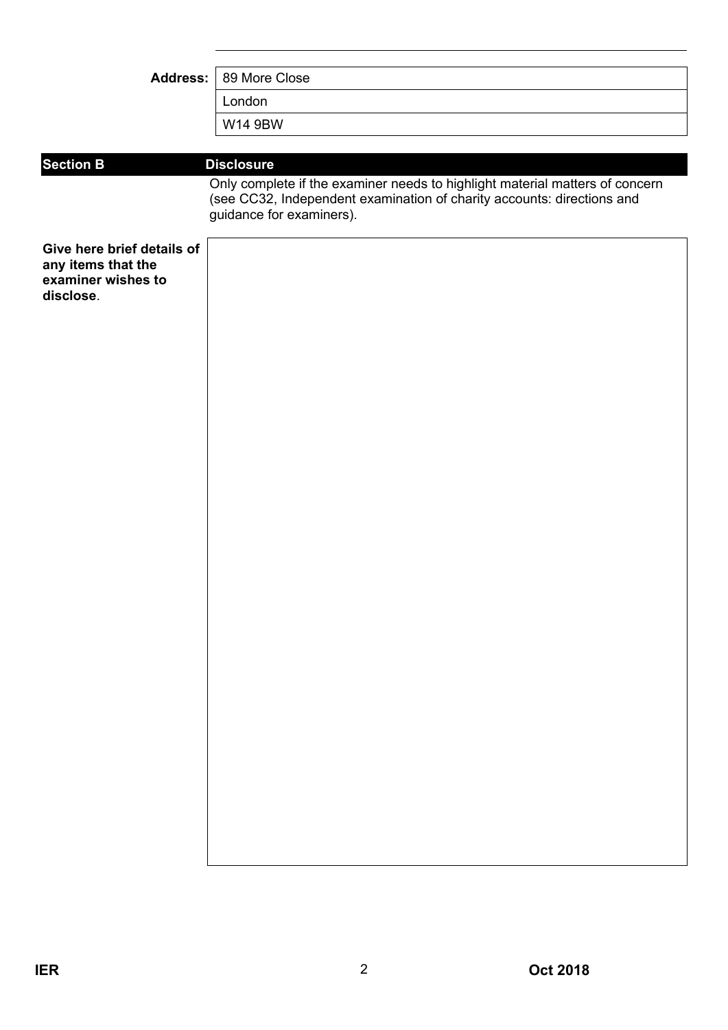| | |
|---|---|
| **Address:** | 89 More Close |
| | London |
| | W14 9BW |

| **Section B** | **Disclosure** |
|---|---|
| | Only complete if the examiner needs to highlight material matters of concern (see CC32, Independent examination of charity accounts: directions and guidance for examiners). |
| **Give here brief details of any items that the examiner wishes to disclose**. | |

**IER** **Oct 2018**